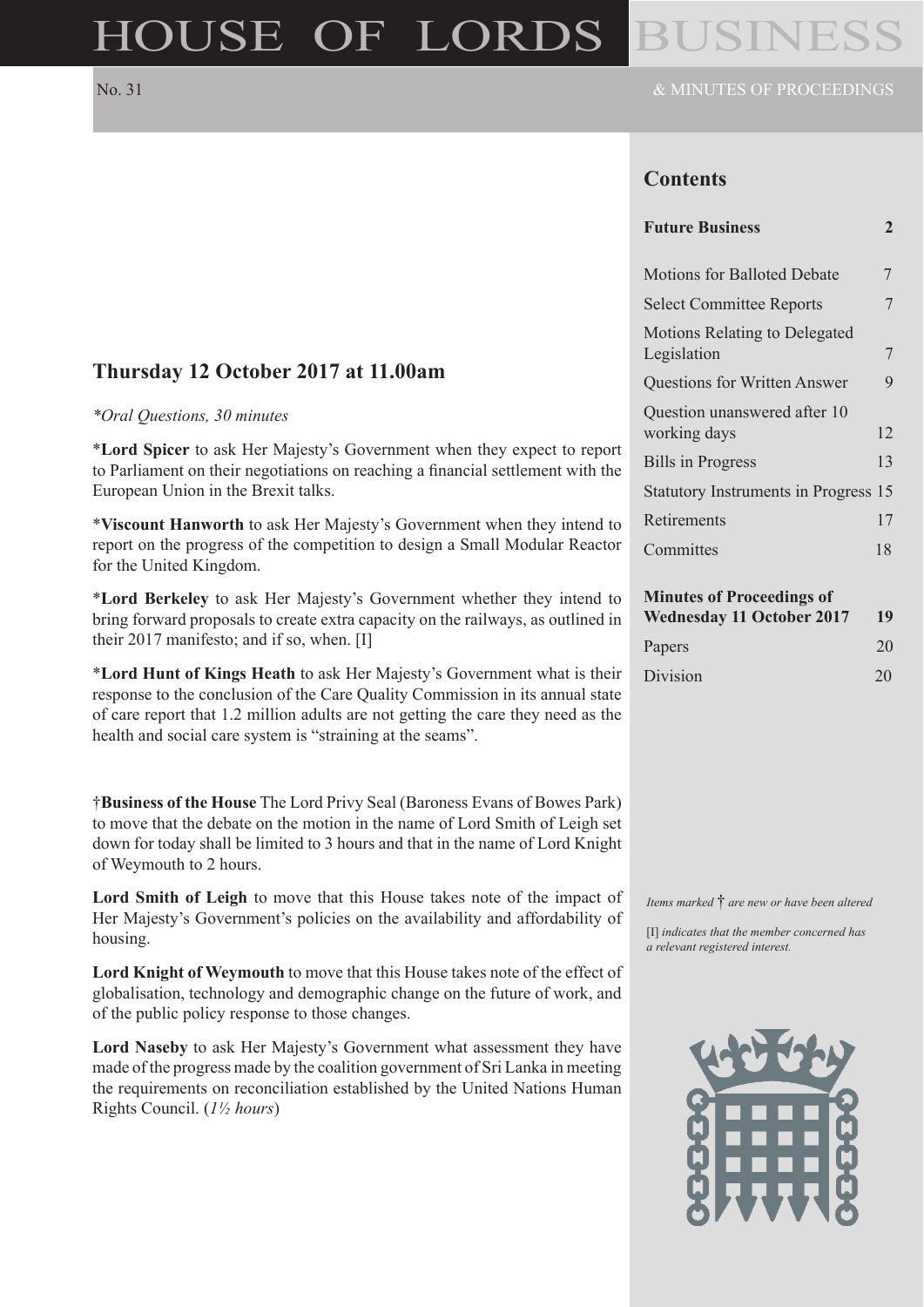# HOUSE OF LORDS BUSINESS

No. 31

& MINUTES OF PROCEEDINGS

## Thursday 12 October 2017 at 11.00am

*\*Oral Questions, 30 minutes*

\***Lord Spicer** to ask Her Majesty's Government when they expect to report to Parliament on their negotiations on reaching a financial settlement with the European Union in the Brexit talks.

\***Viscount Hanworth** to ask Her Majesty's Government when they intend to report on the progress of the competition to design a Small Modular Reactor for the United Kingdom.

\***Lord Berkeley** to ask Her Majesty's Government whether they intend to bring forward proposals to create extra capacity on the railways, as outlined in their 2017 manifesto; and if so, when. [I]

\***Lord Hunt of Kings Heath** to ask Her Majesty's Government what is their response to the conclusion of the Care Quality Commission in its annual state of care report that 1.2 million adults are not getting the care they need as the health and social care system is "straining at the seams".

†**Business of the House** The Lord Privy Seal (Baroness Evans of Bowes Park) to move that the debate on the motion in the name of Lord Smith of Leigh set down for today shall be limited to 3 hours and that in the name of Lord Knight of Weymouth to 2 hours.

**Lord Smith of Leigh** to move that this House takes note of the impact of Her Majesty's Government's policies on the availability and affordability of housing.

**Lord Knight of Weymouth** to move that this House takes note of the effect of globalisation, technology and demographic change on the future of work, and of the public policy response to those changes.

**Lord Naseby** to ask Her Majesty's Government what assessment they have made of the progress made by the coalition government of Sri Lanka in meeting the requirements on reconciliation established by the United Nations Human Rights Council. (*1½ hours*)

## Contents

| | |
|---|---|
| **Future Business** | **2** |
| Motions for Balloted Debate | 7 |
| Select Committee Reports | 7 |
| Motions Relating to Delegated Legislation | 7 |
| Questions for Written Answer | 9 |
| Question unanswered after 10 working days | 12 |
| Bills in Progress | 13 |
| Statutory Instruments in Progress | 15 |
| Retirements | 17 |
| Committees | 18 |
| **Minutes of Proceedings of Wednesday 11 October 2017** | **19** |
| Papers | 20 |
| Division | 20 |

*Items marked † are new or have been altered*

[I] *indicates that the member concerned has a relevant registered interest.*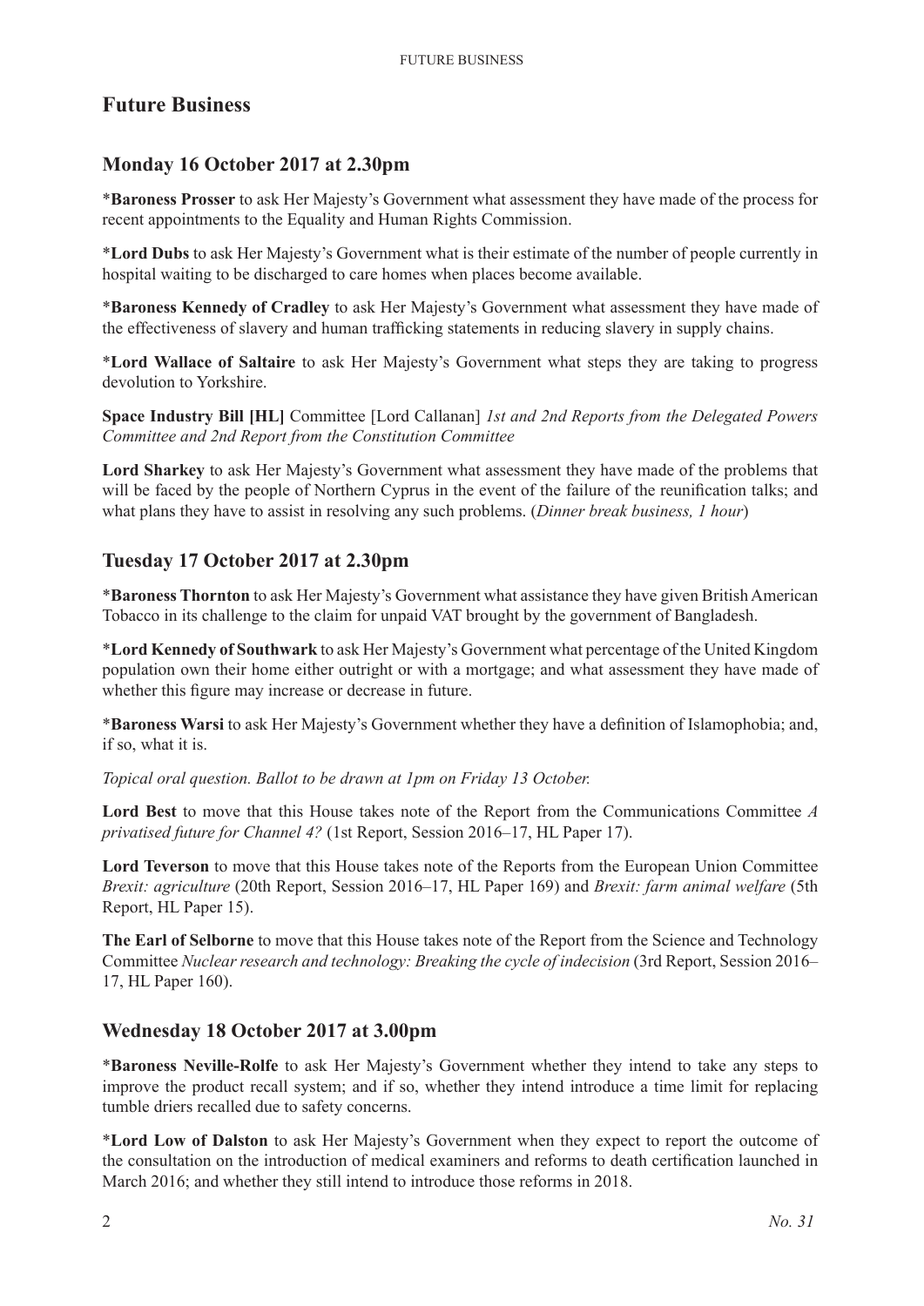# Future Business

## Monday 16 October 2017 at 2.30pm

***Baroness Prosser** to ask Her Majesty's Government what assessment they have made of the process for recent appointments to the Equality and Human Rights Commission.

***Lord Dubs** to ask Her Majesty's Government what is their estimate of the number of people currently in hospital waiting to be discharged to care homes when places become available.

***Baroness Kennedy of Cradley** to ask Her Majesty's Government what assessment they have made of the effectiveness of slavery and human trafficking statements in reducing slavery in supply chains.

***Lord Wallace of Saltaire** to ask Her Majesty's Government what steps they are taking to progress devolution to Yorkshire.

**Space Industry Bill [HL]** Committee [Lord Callanan] *1st and 2nd Reports from the Delegated Powers Committee and 2nd Report from the Constitution Committee*

**Lord Sharkey** to ask Her Majesty's Government what assessment they have made of the problems that will be faced by the people of Northern Cyprus in the event of the failure of the reunification talks; and what plans they have to assist in resolving any such problems. (*Dinner break business, 1 hour*)

## Tuesday 17 October 2017 at 2.30pm

***Baroness Thornton** to ask Her Majesty's Government what assistance they have given British American Tobacco in its challenge to the claim for unpaid VAT brought by the government of Bangladesh.

***Lord Kennedy of Southwark** to ask Her Majesty's Government what percentage of the United Kingdom population own their home either outright or with a mortgage; and what assessment they have made of whether this figure may increase or decrease in future.

***Baroness Warsi** to ask Her Majesty's Government whether they have a definition of Islamophobia; and, if so, what it is.

*Topical oral question. Ballot to be drawn at 1pm on Friday 13 October.*

**Lord Best** to move that this House takes note of the Report from the Communications Committee *A privatised future for Channel 4?* (1st Report, Session 2016–17, HL Paper 17).

**Lord Teverson** to move that this House takes note of the Reports from the European Union Committee *Brexit: agriculture* (20th Report, Session 2016–17, HL Paper 169) and *Brexit: farm animal welfare* (5th Report, HL Paper 15).

**The Earl of Selborne** to move that this House takes note of the Report from the Science and Technology Committee *Nuclear research and technology: Breaking the cycle of indecision* (3rd Report, Session 2016–17, HL Paper 160).

## Wednesday 18 October 2017 at 3.00pm

***Baroness Neville-Rolfe** to ask Her Majesty's Government whether they intend to take any steps to improve the product recall system; and if so, whether they intend introduce a time limit for replacing tumble driers recalled due to safety concerns.

***Lord Low of Dalston** to ask Her Majesty's Government when they expect to report the outcome of the consultation on the introduction of medical examiners and reforms to death certification launched in March 2016; and whether they still intend to introduce those reforms in 2018.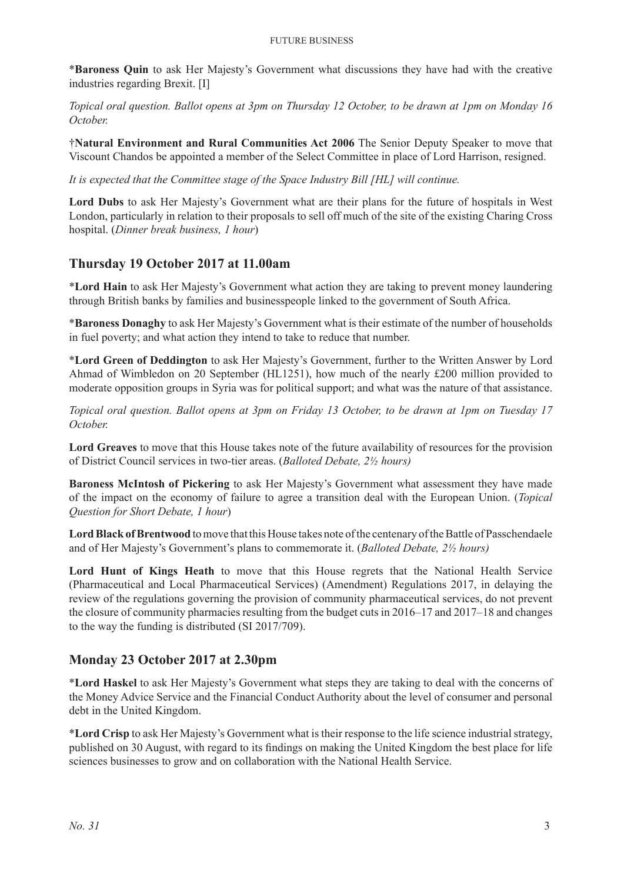*__Baroness Quin__ to ask Her Majesty's Government what discussions they have had with the creative industries regarding Brexit. [I]

*Topical oral question. Ballot opens at 3pm on Thursday 12 October, to be drawn at 1pm on Monday 16 October.*

†**Natural Environment and Rural Communities Act 2006** The Senior Deputy Speaker to move that Viscount Chandos be appointed a member of the Select Committee in place of Lord Harrison, resigned.

*It is expected that the Committee stage of the Space Industry Bill [HL] will continue.*

**Lord Dubs** to ask Her Majesty's Government what are their plans for the future of hospitals in West London, particularly in relation to their proposals to sell off much of the site of the existing Charing Cross hospital. (*Dinner break business, 1 hour*)

## Thursday 19 October 2017 at 11.00am

*__Lord Hain__ to ask Her Majesty's Government what action they are taking to prevent money laundering through British banks by families and businesspeople linked to the government of South Africa.

*__Baroness Donaghy__ to ask Her Majesty's Government what is their estimate of the number of households in fuel poverty; and what action they intend to take to reduce that number.

*__Lord Green of Deddington__ to ask Her Majesty's Government, further to the Written Answer by Lord Ahmad of Wimbledon on 20 September (HL1251), how much of the nearly £200 million provided to moderate opposition groups in Syria was for political support; and what was the nature of that assistance.

*Topical oral question. Ballot opens at 3pm on Friday 13 October, to be drawn at 1pm on Tuesday 17 October.*

**Lord Greaves** to move that this House takes note of the future availability of resources for the provision of District Council services in two-tier areas. (*Balloted Debate, 2½ hours)*

**Baroness McIntosh of Pickering** to ask Her Majesty's Government what assessment they have made of the impact on the economy of failure to agree a transition deal with the European Union. (*Topical Question for Short Debate, 1 hour*)

**Lord Black of Brentwood** to move that this House takes note of the centenary of the Battle of Passchendaele and of Her Majesty's Government's plans to commemorate it. (*Balloted Debate, 2½ hours)*

**Lord Hunt of Kings Heath** to move that this House regrets that the National Health Service (Pharmaceutical and Local Pharmaceutical Services) (Amendment) Regulations 2017, in delaying the review of the regulations governing the provision of community pharmaceutical services, do not prevent the closure of community pharmacies resulting from the budget cuts in 2016–17 and 2017–18 and changes to the way the funding is distributed (SI 2017/709).

## Monday 23 October 2017 at 2.30pm

*__Lord Haskel__ to ask Her Majesty's Government what steps they are taking to deal with the concerns of the Money Advice Service and the Financial Conduct Authority about the level of consumer and personal debt in the United Kingdom.

*__Lord Crisp__ to ask Her Majesty's Government what is their response to the life science industrial strategy, published on 30 August, with regard to its findings on making the United Kingdom the best place for life sciences businesses to grow and on collaboration with the National Health Service.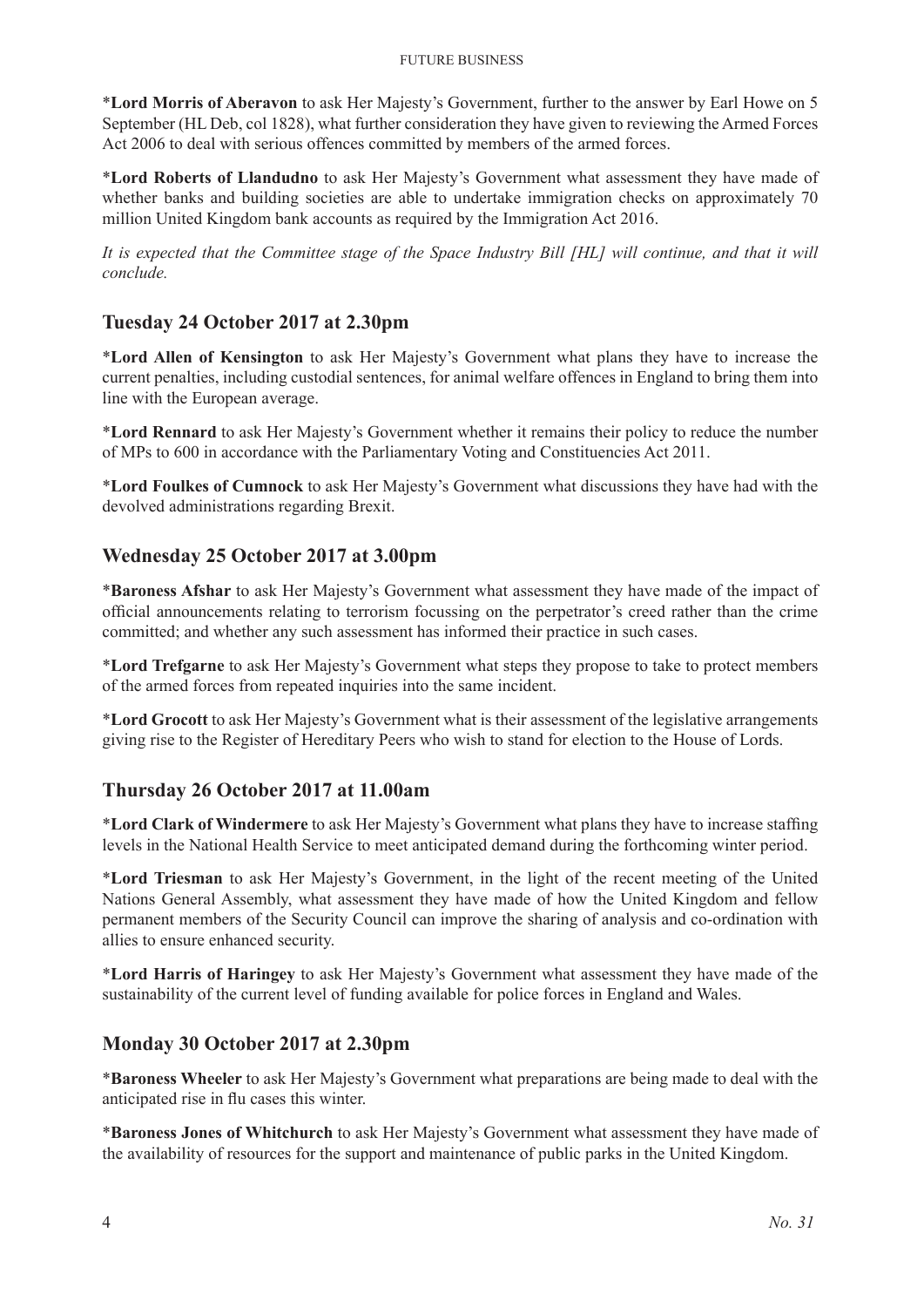*__Lord Morris of Aberavon__ to ask Her Majesty's Government, further to the answer by Earl Howe on 5 September (HL Deb, col 1828), what further consideration they have given to reviewing the Armed Forces Act 2006 to deal with serious offences committed by members of the armed forces.

*__Lord Roberts of Llandudno__ to ask Her Majesty's Government what assessment they have made of whether banks and building societies are able to undertake immigration checks on approximately 70 million United Kingdom bank accounts as required by the Immigration Act 2016.

*It is expected that the Committee stage of the Space Industry Bill [HL] will continue, and that it will conclude.*

## Tuesday 24 October 2017 at 2.30pm

*__Lord Allen of Kensington__ to ask Her Majesty's Government what plans they have to increase the current penalties, including custodial sentences, for animal welfare offences in England to bring them into line with the European average.

*__Lord Rennard__ to ask Her Majesty's Government whether it remains their policy to reduce the number of MPs to 600 in accordance with the Parliamentary Voting and Constituencies Act 2011.

*__Lord Foulkes of Cumnock__ to ask Her Majesty's Government what discussions they have had with the devolved administrations regarding Brexit.

## Wednesday 25 October 2017 at 3.00pm

*__Baroness Afshar__ to ask Her Majesty's Government what assessment they have made of the impact of official announcements relating to terrorism focussing on the perpetrator's creed rather than the crime committed; and whether any such assessment has informed their practice in such cases.

*__Lord Trefgarne__ to ask Her Majesty's Government what steps they propose to take to protect members of the armed forces from repeated inquiries into the same incident.

*__Lord Grocott__ to ask Her Majesty's Government what is their assessment of the legislative arrangements giving rise to the Register of Hereditary Peers who wish to stand for election to the House of Lords.

## Thursday 26 October 2017 at 11.00am

*__Lord Clark of Windermere__ to ask Her Majesty's Government what plans they have to increase staffing levels in the National Health Service to meet anticipated demand during the forthcoming winter period.

*__Lord Triesman__ to ask Her Majesty's Government, in the light of the recent meeting of the United Nations General Assembly, what assessment they have made of how the United Kingdom and fellow permanent members of the Security Council can improve the sharing of analysis and co-ordination with allies to ensure enhanced security.

*__Lord Harris of Haringey__ to ask Her Majesty's Government what assessment they have made of the sustainability of the current level of funding available for police forces in England and Wales.

## Monday 30 October 2017 at 2.30pm

*__Baroness Wheeler__ to ask Her Majesty's Government what preparations are being made to deal with the anticipated rise in flu cases this winter.

*__Baroness Jones of Whitchurch__ to ask Her Majesty's Government what assessment they have made of the availability of resources for the support and maintenance of public parks in the United Kingdom.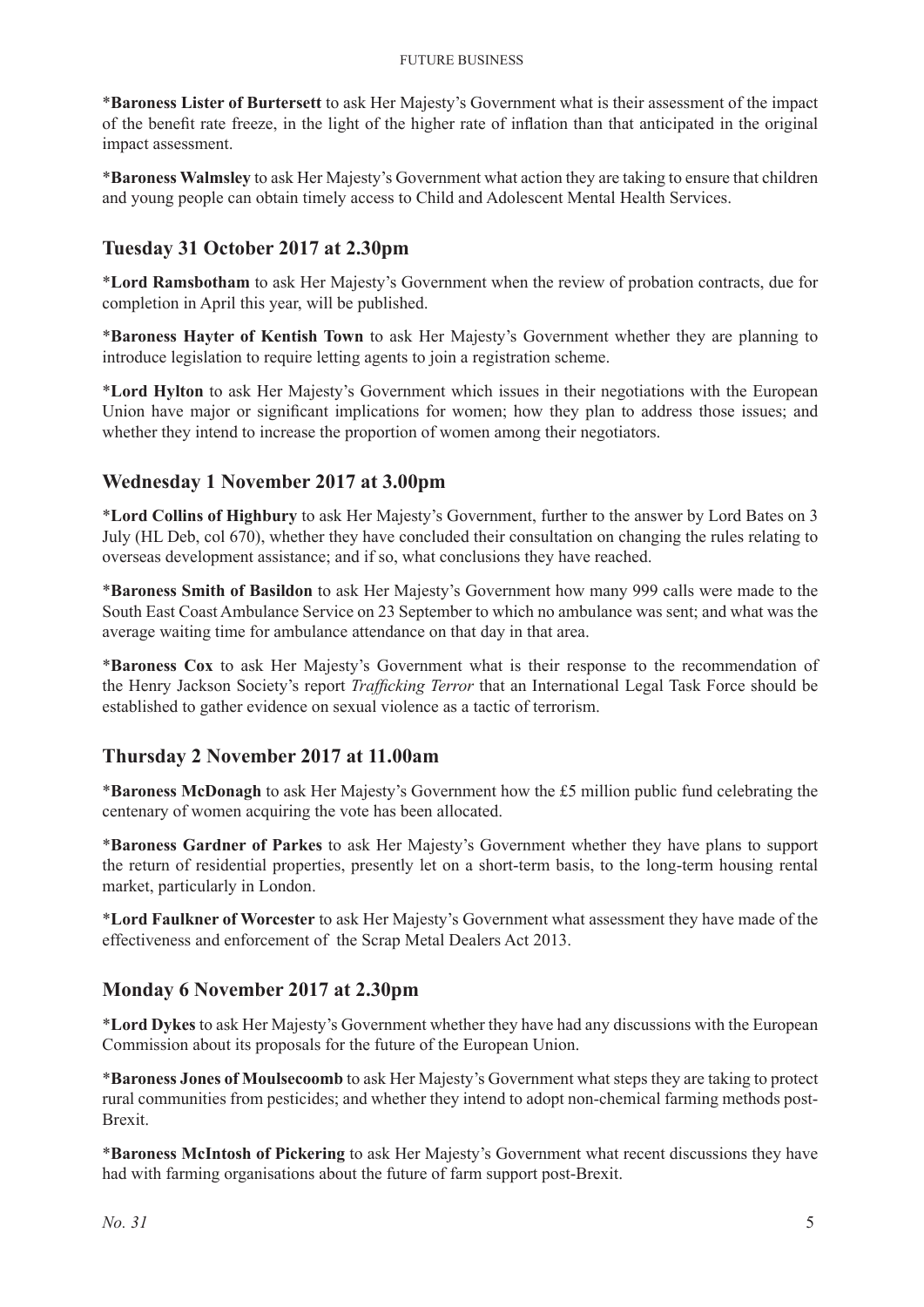*__Baroness Lister of Burtersett__ to ask Her Majesty's Government what is their assessment of the impact of the benefit rate freeze, in the light of the higher rate of inflation than that anticipated in the original impact assessment.

*__Baroness Walmsley__ to ask Her Majesty's Government what action they are taking to ensure that children and young people can obtain timely access to Child and Adolescent Mental Health Services.

## Tuesday 31 October 2017 at 2.30pm

*__Lord Ramsbotham__ to ask Her Majesty's Government when the review of probation contracts, due for completion in April this year, will be published.

*__Baroness Hayter of Kentish Town__ to ask Her Majesty's Government whether they are planning to introduce legislation to require letting agents to join a registration scheme.

*__Lord Hylton__ to ask Her Majesty's Government which issues in their negotiations with the European Union have major or significant implications for women; how they plan to address those issues; and whether they intend to increase the proportion of women among their negotiators.

## Wednesday 1 November 2017 at 3.00pm

*__Lord Collins of Highbury__ to ask Her Majesty's Government, further to the answer by Lord Bates on 3 July (HL Deb, col 670), whether they have concluded their consultation on changing the rules relating to overseas development assistance; and if so, what conclusions they have reached.

*__Baroness Smith of Basildon__ to ask Her Majesty's Government how many 999 calls were made to the South East Coast Ambulance Service on 23 September to which no ambulance was sent; and what was the average waiting time for ambulance attendance on that day in that area.

*__Baroness Cox__ to ask Her Majesty's Government what is their response to the recommendation of the Henry Jackson Society's report *Trafficking Terror* that an International Legal Task Force should be established to gather evidence on sexual violence as a tactic of terrorism.

## Thursday 2 November 2017 at 11.00am

*__Baroness McDonagh__ to ask Her Majesty's Government how the £5 million public fund celebrating the centenary of women acquiring the vote has been allocated.

*__Baroness Gardner of Parkes__ to ask Her Majesty's Government whether they have plans to support the return of residential properties, presently let on a short-term basis, to the long-term housing rental market, particularly in London.

*__Lord Faulkner of Worcester__ to ask Her Majesty's Government what assessment they have made of the effectiveness and enforcement of the Scrap Metal Dealers Act 2013.

## Monday 6 November 2017 at 2.30pm

*__Lord Dykes__ to ask Her Majesty's Government whether they have had any discussions with the European Commission about its proposals for the future of the European Union.

*__Baroness Jones of Moulsecoomb__ to ask Her Majesty's Government what steps they are taking to protect rural communities from pesticides; and whether they intend to adopt non-chemical farming methods post-Brexit.

*__Baroness McIntosh of Pickering__ to ask Her Majesty's Government what recent discussions they have had with farming organisations about the future of farm support post-Brexit.

*No. 31*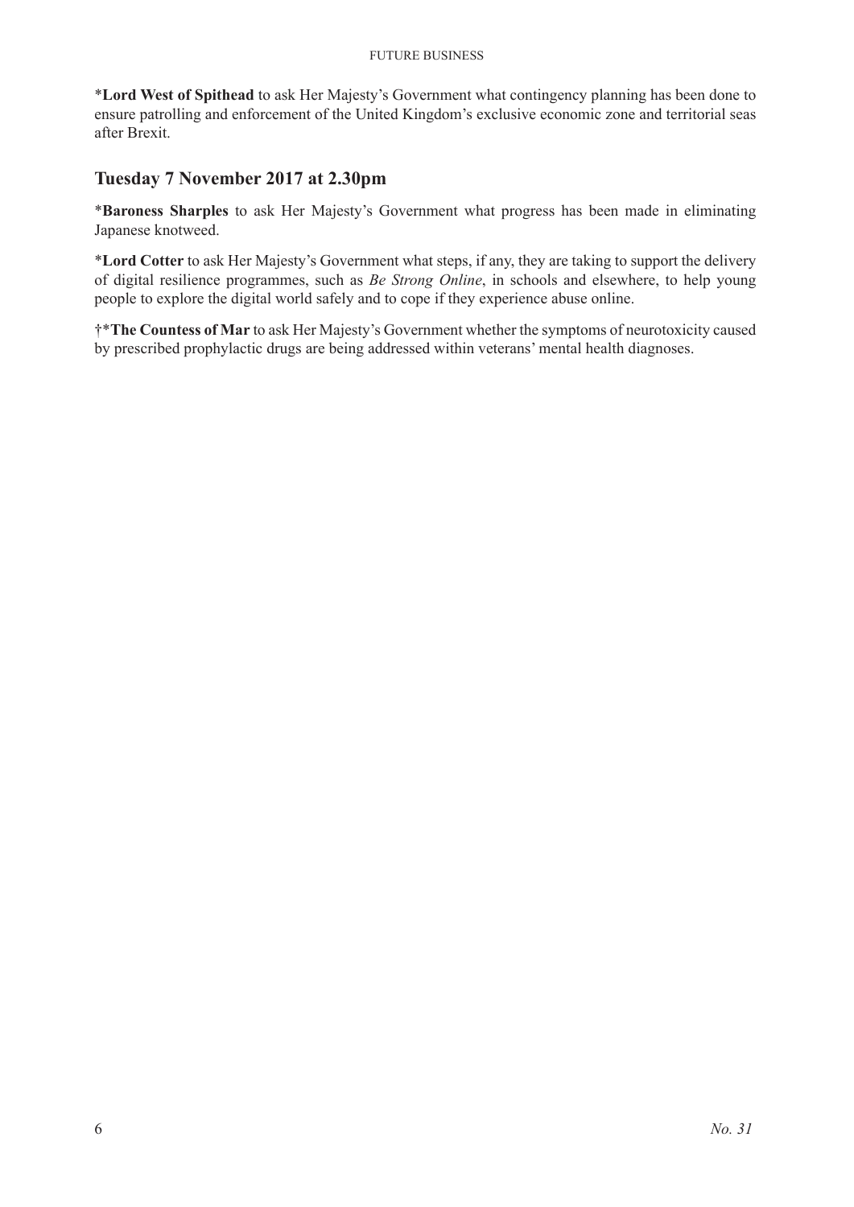*Lord West of Spithead** to ask Her Majesty's Government what contingency planning has been done to ensure patrolling and enforcement of the United Kingdom's exclusive economic zone and territorial seas after Brexit.

## Tuesday 7 November 2017 at 2.30pm

***Baroness Sharples** to ask Her Majesty's Government what progress has been made in eliminating Japanese knotweed.

***Lord Cotter** to ask Her Majesty's Government what steps, if any, they are taking to support the delivery of digital resilience programmes, such as *Be Strong Online*, in schools and elsewhere, to help young people to explore the digital world safely and to cope if they experience abuse online.

†***The Countess of Mar** to ask Her Majesty's Government whether the symptoms of neurotoxicity caused by prescribed prophylactic drugs are being addressed within veterans' mental health diagnoses.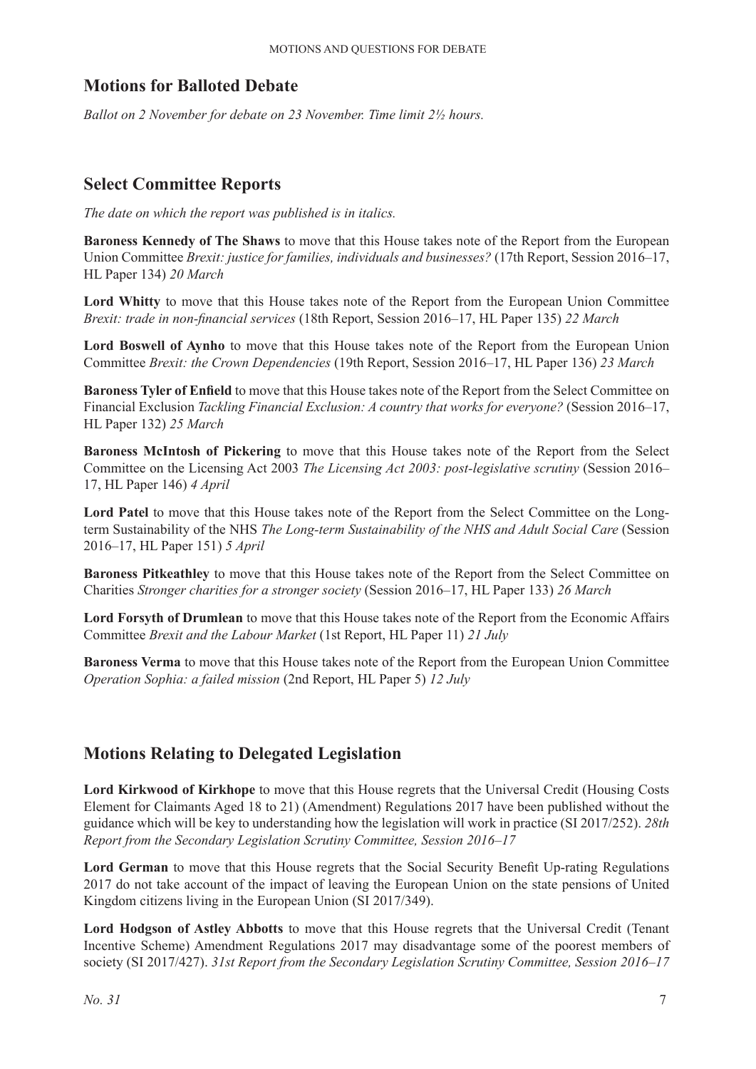## Motions for Balloted Debate

*Ballot on 2 November for debate on 23 November. Time limit 2½ hours.*

## Select Committee Reports

*The date on which the report was published is in italics.*

**Baroness Kennedy of The Shaws** to move that this House takes note of the Report from the European Union Committee *Brexit: justice for families, individuals and businesses?* (17th Report, Session 2016–17, HL Paper 134) *20 March*

**Lord Whitty** to move that this House takes note of the Report from the European Union Committee *Brexit: trade in non-financial services* (18th Report, Session 2016–17, HL Paper 135) *22 March*

**Lord Boswell of Aynho** to move that this House takes note of the Report from the European Union Committee *Brexit: the Crown Dependencies* (19th Report, Session 2016–17, HL Paper 136) *23 March*

**Baroness Tyler of Enfield** to move that this House takes note of the Report from the Select Committee on Financial Exclusion *Tackling Financial Exclusion: A country that works for everyone?* (Session 2016–17, HL Paper 132) *25 March*

**Baroness McIntosh of Pickering** to move that this House takes note of the Report from the Select Committee on the Licensing Act 2003 *The Licensing Act 2003: post-legislative scrutiny* (Session 2016–17, HL Paper 146) *4 April*

**Lord Patel** to move that this House takes note of the Report from the Select Committee on the Long-term Sustainability of the NHS *The Long-term Sustainability of the NHS and Adult Social Care* (Session 2016–17, HL Paper 151) *5 April*

**Baroness Pitkeathley** to move that this House takes note of the Report from the Select Committee on Charities *Stronger charities for a stronger society* (Session 2016–17, HL Paper 133) *26 March*

**Lord Forsyth of Drumlean** to move that this House takes note of the Report from the Economic Affairs Committee *Brexit and the Labour Market* (1st Report, HL Paper 11) *21 July*

**Baroness Verma** to move that this House takes note of the Report from the European Union Committee *Operation Sophia: a failed mission* (2nd Report, HL Paper 5) *12 July*

## Motions Relating to Delegated Legislation

**Lord Kirkwood of Kirkhope** to move that this House regrets that the Universal Credit (Housing Costs Element for Claimants Aged 18 to 21) (Amendment) Regulations 2017 have been published without the guidance which will be key to understanding how the legislation will work in practice (SI 2017/252). *28th Report from the Secondary Legislation Scrutiny Committee, Session 2016–17*

**Lord German** to move that this House regrets that the Social Security Benefit Up-rating Regulations 2017 do not take account of the impact of leaving the European Union on the state pensions of United Kingdom citizens living in the European Union (SI 2017/349).

**Lord Hodgson of Astley Abbotts** to move that this House regrets that the Universal Credit (Tenant Incentive Scheme) Amendment Regulations 2017 may disadvantage some of the poorest members of society (SI 2017/427). *31st Report from the Secondary Legislation Scrutiny Committee, Session 2016–17*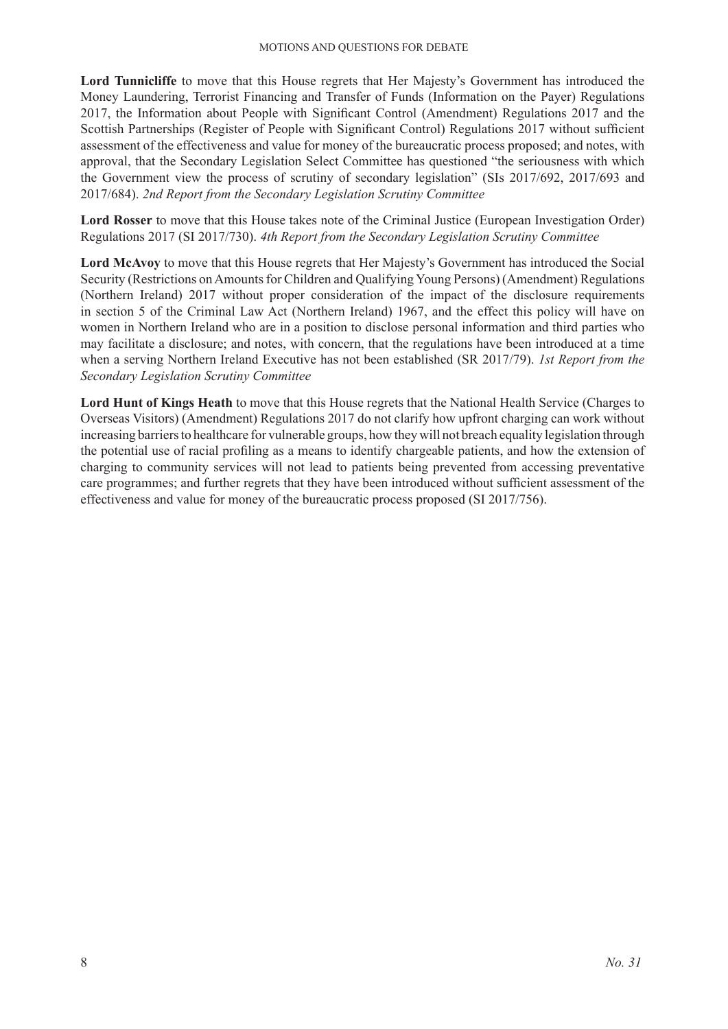**Lord Tunnicliffe** to move that this House regrets that Her Majesty's Government has introduced the Money Laundering, Terrorist Financing and Transfer of Funds (Information on the Payer) Regulations 2017, the Information about People with Significant Control (Amendment) Regulations 2017 and the Scottish Partnerships (Register of People with Significant Control) Regulations 2017 without sufficient assessment of the effectiveness and value for money of the bureaucratic process proposed; and notes, with approval, that the Secondary Legislation Select Committee has questioned "the seriousness with which the Government view the process of scrutiny of secondary legislation" (SIs 2017/692, 2017/693 and 2017/684). *2nd Report from the Secondary Legislation Scrutiny Committee*

**Lord Rosser** to move that this House takes note of the Criminal Justice (European Investigation Order) Regulations 2017 (SI 2017/730). *4th Report from the Secondary Legislation Scrutiny Committee*

**Lord McAvoy** to move that this House regrets that Her Majesty's Government has introduced the Social Security (Restrictions on Amounts for Children and Qualifying Young Persons) (Amendment) Regulations (Northern Ireland) 2017 without proper consideration of the impact of the disclosure requirements in section 5 of the Criminal Law Act (Northern Ireland) 1967, and the effect this policy will have on women in Northern Ireland who are in a position to disclose personal information and third parties who may facilitate a disclosure; and notes, with concern, that the regulations have been introduced at a time when a serving Northern Ireland Executive has not been established (SR 2017/79). *1st Report from the Secondary Legislation Scrutiny Committee*

**Lord Hunt of Kings Heath** to move that this House regrets that the National Health Service (Charges to Overseas Visitors) (Amendment) Regulations 2017 do not clarify how upfront charging can work without increasing barriers to healthcare for vulnerable groups, how they will not breach equality legislation through the potential use of racial profiling as a means to identify chargeable patients, and how the extension of charging to community services will not lead to patients being prevented from accessing preventative care programmes; and further regrets that they have been introduced without sufficient assessment of the effectiveness and value for money of the bureaucratic process proposed (SI 2017/756).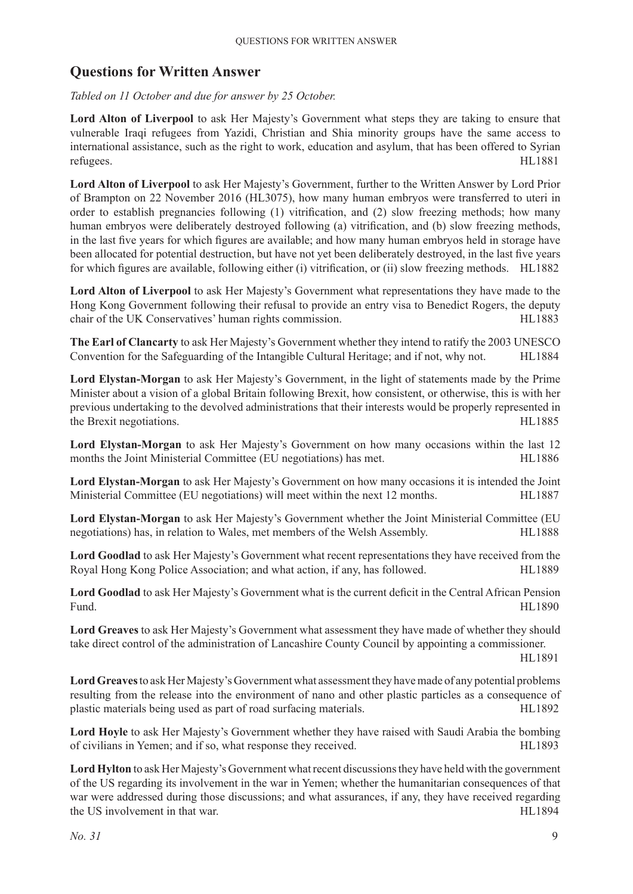## Questions for Written Answer

*Tabled on 11 October and due for answer by 25 October.*

**Lord Alton of Liverpool** to ask Her Majesty's Government what steps they are taking to ensure that vulnerable Iraqi refugees from Yazidi, Christian and Shia minority groups have the same access to international assistance, such as the right to work, education and asylum, that has been offered to Syrian refugees. HL1881

**Lord Alton of Liverpool** to ask Her Majesty's Government, further to the Written Answer by Lord Prior of Brampton on 22 November 2016 (HL3075), how many human embryos were transferred to uteri in order to establish pregnancies following (1) vitrification, and (2) slow freezing methods; how many human embryos were deliberately destroyed following (a) vitrification, and (b) slow freezing methods, in the last five years for which figures are available; and how many human embryos held in storage have been allocated for potential destruction, but have not yet been deliberately destroyed, in the last five years for which figures are available, following either (i) vitrification, or (ii) slow freezing methods. HL1882

**Lord Alton of Liverpool** to ask Her Majesty's Government what representations they have made to the Hong Kong Government following their refusal to provide an entry visa to Benedict Rogers, the deputy chair of the UK Conservatives' human rights commission. HL1883

**The Earl of Clancarty** to ask Her Majesty's Government whether they intend to ratify the 2003 UNESCO Convention for the Safeguarding of the Intangible Cultural Heritage; and if not, why not. HL1884

**Lord Elystan-Morgan** to ask Her Majesty's Government, in the light of statements made by the Prime Minister about a vision of a global Britain following Brexit, how consistent, or otherwise, this is with her previous undertaking to the devolved administrations that their interests would be properly represented in the Brexit negotiations. HL1885

**Lord Elystan-Morgan** to ask Her Majesty's Government on how many occasions within the last 12 months the Joint Ministerial Committee (EU negotiations) has met. HL1886

**Lord Elystan-Morgan** to ask Her Majesty's Government on how many occasions it is intended the Joint Ministerial Committee (EU negotiations) will meet within the next 12 months. HL1887

**Lord Elystan-Morgan** to ask Her Majesty's Government whether the Joint Ministerial Committee (EU negotiations) has, in relation to Wales, met members of the Welsh Assembly. HL1888

**Lord Goodlad** to ask Her Majesty's Government what recent representations they have received from the Royal Hong Kong Police Association; and what action, if any, has followed. HL1889

**Lord Goodlad** to ask Her Majesty's Government what is the current deficit in the Central African Pension Fund. HL1890

**Lord Greaves** to ask Her Majesty's Government what assessment they have made of whether they should take direct control of the administration of Lancashire County Council by appointing a commissioner. HL1891

**Lord Greaves** to ask Her Majesty's Government what assessment they have made of any potential problems resulting from the release into the environment of nano and other plastic particles as a consequence of plastic materials being used as part of road surfacing materials. HL1892

**Lord Hoyle** to ask Her Majesty's Government whether they have raised with Saudi Arabia the bombing of civilians in Yemen; and if so, what response they received. HL1893

**Lord Hylton** to ask Her Majesty's Government what recent discussions they have held with the government of the US regarding its involvement in the war in Yemen; whether the humanitarian consequences of that war were addressed during those discussions; and what assurances, if any, they have received regarding the US involvement in that war. HL1894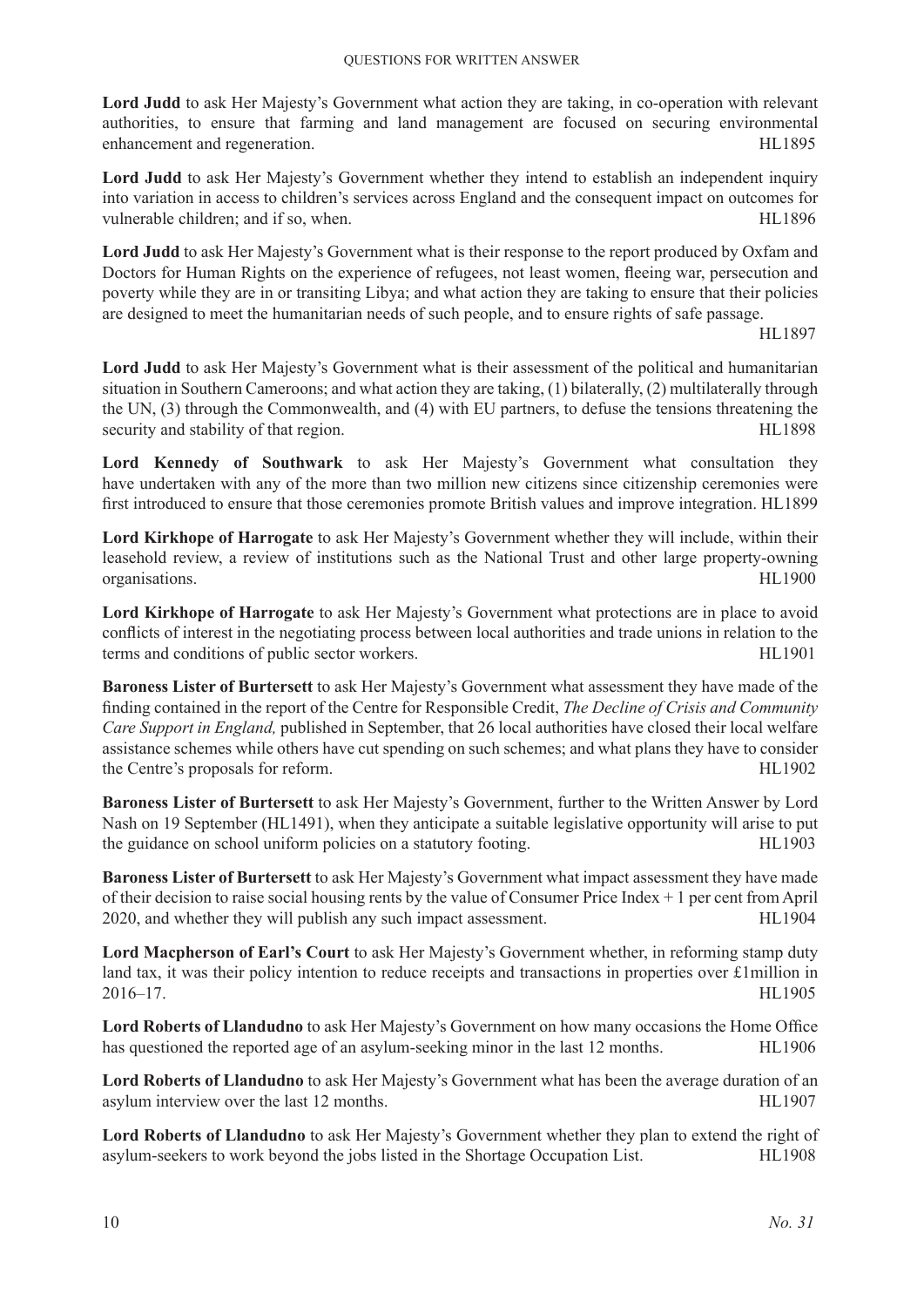**Lord Judd** to ask Her Majesty's Government what action they are taking, in co-operation with relevant authorities, to ensure that farming and land management are focused on securing environmental enhancement and regeneration. HL1895

**Lord Judd** to ask Her Majesty's Government whether they intend to establish an independent inquiry into variation in access to children's services across England and the consequent impact on outcomes for vulnerable children; and if so, when. HL1896

**Lord Judd** to ask Her Majesty's Government what is their response to the report produced by Oxfam and Doctors for Human Rights on the experience of refugees, not least women, fleeing war, persecution and poverty while they are in or transiting Libya; and what action they are taking to ensure that their policies are designed to meet the humanitarian needs of such people, and to ensure rights of safe passage. HL1897

**Lord Judd** to ask Her Majesty's Government what is their assessment of the political and humanitarian situation in Southern Cameroons; and what action they are taking, (1) bilaterally, (2) multilaterally through the UN, (3) through the Commonwealth, and (4) with EU partners, to defuse the tensions threatening the security and stability of that region. HL1898

**Lord Kennedy of Southwark** to ask Her Majesty's Government what consultation they have undertaken with any of the more than two million new citizens since citizenship ceremonies were first introduced to ensure that those ceremonies promote British values and improve integration. HL1899

**Lord Kirkhope of Harrogate** to ask Her Majesty's Government whether they will include, within their leasehold review, a review of institutions such as the National Trust and other large property-owning organisations. HL1900

**Lord Kirkhope of Harrogate** to ask Her Majesty's Government what protections are in place to avoid conflicts of interest in the negotiating process between local authorities and trade unions in relation to the terms and conditions of public sector workers. HL1901

**Baroness Lister of Burtersett** to ask Her Majesty's Government what assessment they have made of the finding contained in the report of the Centre for Responsible Credit, *The Decline of Crisis and Community Care Support in England,* published in September, that 26 local authorities have closed their local welfare assistance schemes while others have cut spending on such schemes; and what plans they have to consider the Centre's proposals for reform. HL1902

**Baroness Lister of Burtersett** to ask Her Majesty's Government, further to the Written Answer by Lord Nash on 19 September (HL1491), when they anticipate a suitable legislative opportunity will arise to put the guidance on school uniform policies on a statutory footing. HL1903

**Baroness Lister of Burtersett** to ask Her Majesty's Government what impact assessment they have made of their decision to raise social housing rents by the value of Consumer Price Index + 1 per cent from April 2020, and whether they will publish any such impact assessment. HL1904

**Lord Macpherson of Earl's Court** to ask Her Majesty's Government whether, in reforming stamp duty land tax, it was their policy intention to reduce receipts and transactions in properties over £1million in 2016–17. HL1905

**Lord Roberts of Llandudno** to ask Her Majesty's Government on how many occasions the Home Office has questioned the reported age of an asylum-seeking minor in the last 12 months. HL1906

**Lord Roberts of Llandudno** to ask Her Majesty's Government what has been the average duration of an asylum interview over the last 12 months. HL1907

**Lord Roberts of Llandudno** to ask Her Majesty's Government whether they plan to extend the right of asylum-seekers to work beyond the jobs listed in the Shortage Occupation List. HL1908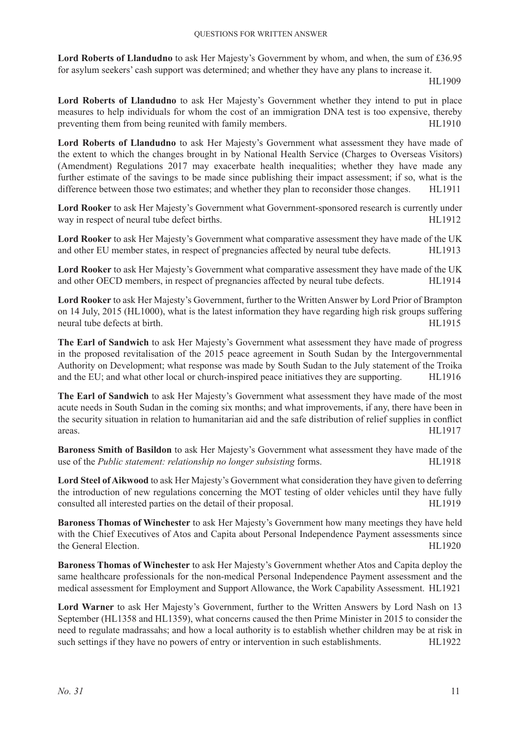**Lord Roberts of Llandudno** to ask Her Majesty's Government by whom, and when, the sum of £36.95 for asylum seekers' cash support was determined; and whether they have any plans to increase it. HL1909

**Lord Roberts of Llandudno** to ask Her Majesty's Government whether they intend to put in place measures to help individuals for whom the cost of an immigration DNA test is too expensive, thereby preventing them from being reunited with family members. HL1910

**Lord Roberts of Llandudno** to ask Her Majesty's Government what assessment they have made of the extent to which the changes brought in by National Health Service (Charges to Overseas Visitors) (Amendment) Regulations 2017 may exacerbate health inequalities; whether they have made any further estimate of the savings to be made since publishing their impact assessment; if so, what is the difference between those two estimates; and whether they plan to reconsider those changes. HL1911

**Lord Rooker** to ask Her Majesty's Government what Government-sponsored research is currently under way in respect of neural tube defect births. HL1912

**Lord Rooker** to ask Her Majesty's Government what comparative assessment they have made of the UK and other EU member states, in respect of pregnancies affected by neural tube defects. HL1913

**Lord Rooker** to ask Her Majesty's Government what comparative assessment they have made of the UK and other OECD members, in respect of pregnancies affected by neural tube defects. HL1914

**Lord Rooker** to ask Her Majesty's Government, further to the Written Answer by Lord Prior of Brampton on 14 July, 2015 (HL1000), what is the latest information they have regarding high risk groups suffering neural tube defects at birth. HL1915

**The Earl of Sandwich** to ask Her Majesty's Government what assessment they have made of progress in the proposed revitalisation of the 2015 peace agreement in South Sudan by the Intergovernmental Authority on Development; what response was made by South Sudan to the July statement of the Troika and the EU; and what other local or church-inspired peace initiatives they are supporting. HL1916

**The Earl of Sandwich** to ask Her Majesty's Government what assessment they have made of the most acute needs in South Sudan in the coming six months; and what improvements, if any, there have been in the security situation in relation to humanitarian aid and the safe distribution of relief supplies in conflict areas. HL1917

**Baroness Smith of Basildon** to ask Her Majesty's Government what assessment they have made of the use of the *Public statement: relationship no longer subsisting* forms. HL1918

**Lord Steel of Aikwood** to ask Her Majesty's Government what consideration they have given to deferring the introduction of new regulations concerning the MOT testing of older vehicles until they have fully consulted all interested parties on the detail of their proposal. HL1919

**Baroness Thomas of Winchester** to ask Her Majesty's Government how many meetings they have held with the Chief Executives of Atos and Capita about Personal Independence Payment assessments since the General Election. HL1920

**Baroness Thomas of Winchester** to ask Her Majesty's Government whether Atos and Capita deploy the same healthcare professionals for the non-medical Personal Independence Payment assessment and the medical assessment for Employment and Support Allowance, the Work Capability Assessment. HL1921

**Lord Warner** to ask Her Majesty's Government, further to the Written Answers by Lord Nash on 13 September (HL1358 and HL1359), what concerns caused the then Prime Minister in 2015 to consider the need to regulate madrassahs; and how a local authority is to establish whether children may be at risk in such settings if they have no powers of entry or intervention in such establishments. HL1922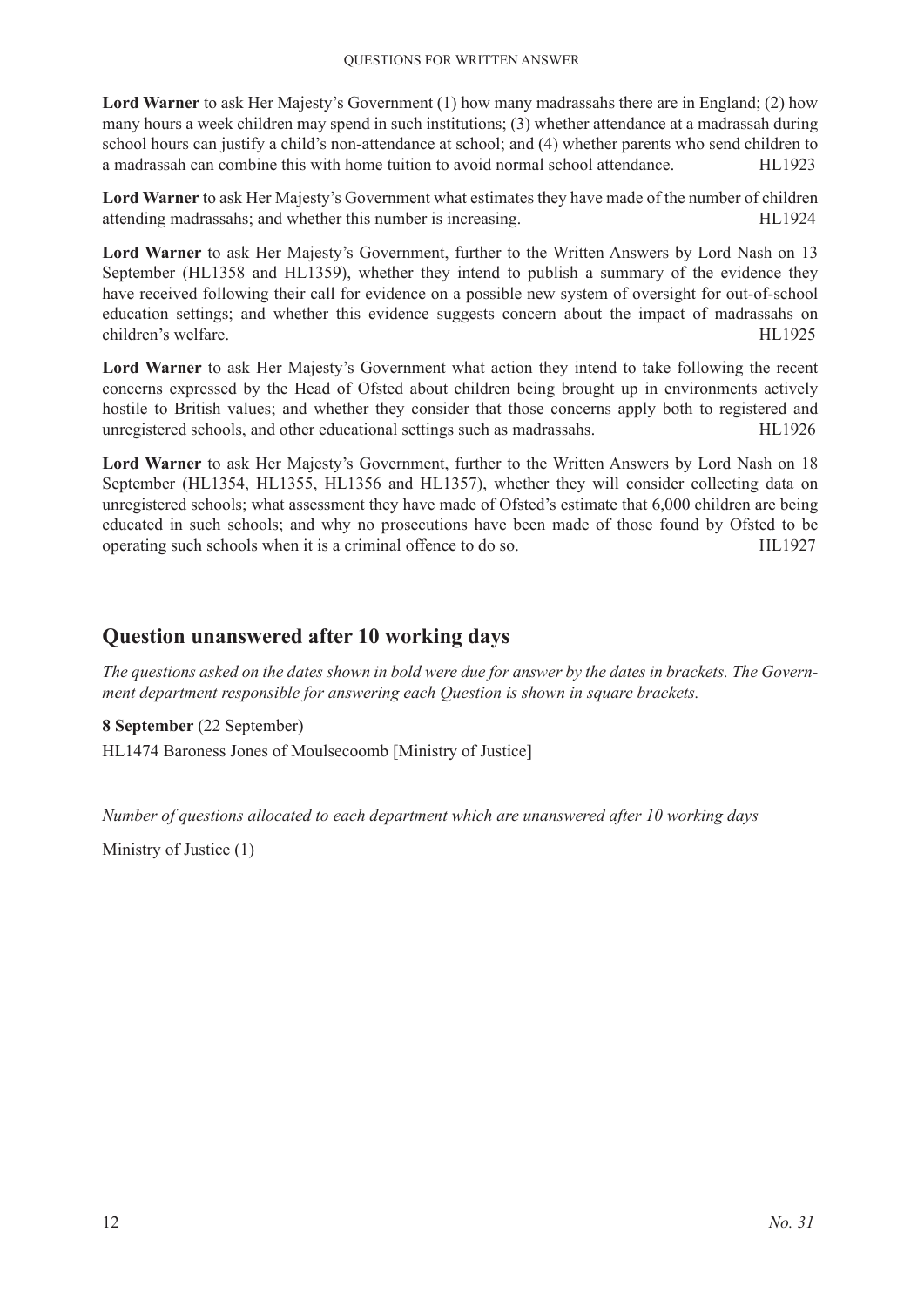**Lord Warner** to ask Her Majesty's Government (1) how many madrassahs there are in England; (2) how many hours a week children may spend in such institutions; (3) whether attendance at a madrassah during school hours can justify a child's non-attendance at school; and (4) whether parents who send children to a madrassah can combine this with home tuition to avoid normal school attendance. HL1923

**Lord Warner** to ask Her Majesty's Government what estimates they have made of the number of children attending madrassahs; and whether this number is increasing. HL1924

**Lord Warner** to ask Her Majesty's Government, further to the Written Answers by Lord Nash on 13 September (HL1358 and HL1359), whether they intend to publish a summary of the evidence they have received following their call for evidence on a possible new system of oversight for out-of-school education settings; and whether this evidence suggests concern about the impact of madrassahs on children's welfare. HL1925

**Lord Warner** to ask Her Majesty's Government what action they intend to take following the recent concerns expressed by the Head of Ofsted about children being brought up in environments actively hostile to British values; and whether they consider that those concerns apply both to registered and unregistered schools, and other educational settings such as madrassahs. HL1926

**Lord Warner** to ask Her Majesty's Government, further to the Written Answers by Lord Nash on 18 September (HL1354, HL1355, HL1356 and HL1357), whether they will consider collecting data on unregistered schools; what assessment they have made of Ofsted's estimate that 6,000 children are being educated in such schools; and why no prosecutions have been made of those found by Ofsted to be operating such schools when it is a criminal offence to do so. HL1927

## Question unanswered after 10 working days

*The questions asked on the dates shown in bold were due for answer by the dates in brackets. The Government department responsible for answering each Question is shown in square brackets.*

**8 September** (22 September)

HL1474 Baroness Jones of Moulsecoomb [Ministry of Justice]

*Number of questions allocated to each department which are unanswered after 10 working days*

Ministry of Justice (1)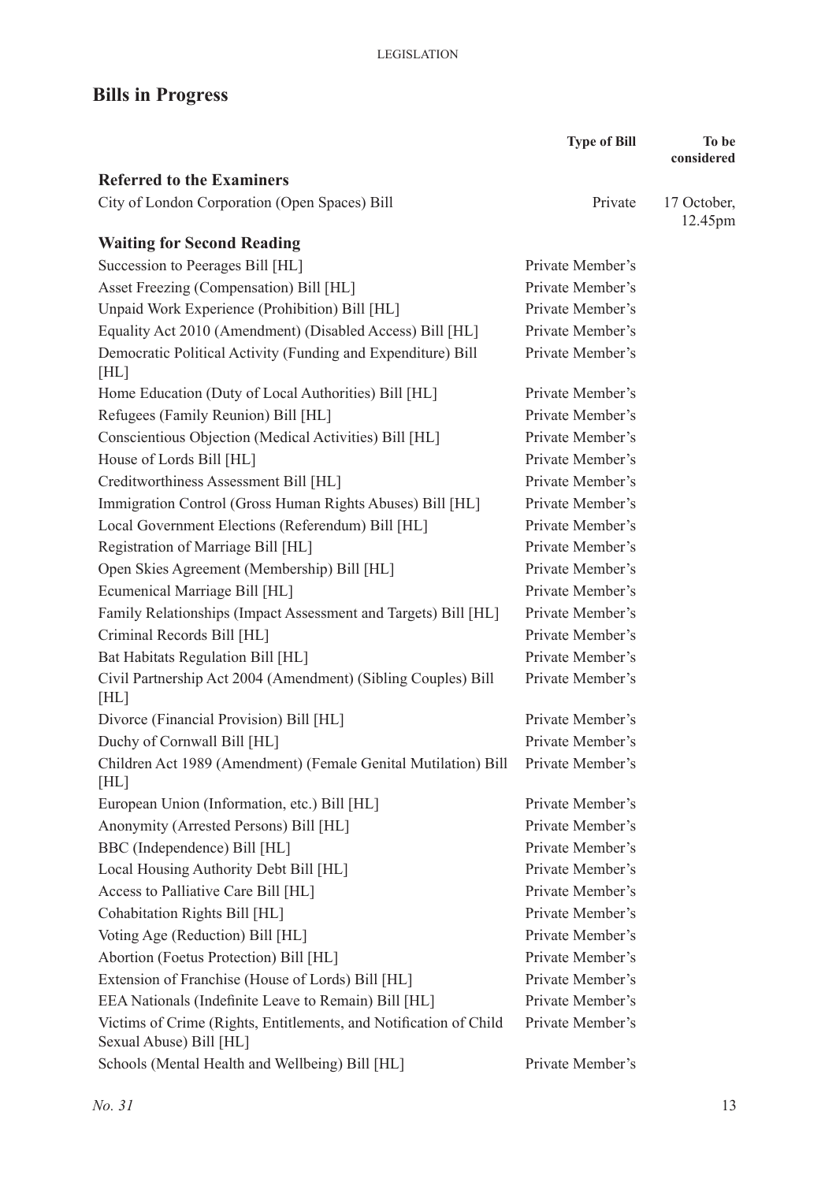## Bills in Progress

| | Type of Bill | To be considered |
|---|---|---|
| **Referred to the Examiners** | | |
| City of London Corporation (Open Spaces) Bill | Private | 17 October, 12.45pm |
| **Waiting for Second Reading** | | |
| Succession to Peerages Bill [HL] | Private Member's | |
| Asset Freezing (Compensation) Bill [HL] | Private Member's | |
| Unpaid Work Experience (Prohibition) Bill [HL] | Private Member's | |
| Equality Act 2010 (Amendment) (Disabled Access) Bill [HL] | Private Member's | |
| Democratic Political Activity (Funding and Expenditure) Bill [HL] | Private Member's | |
| Home Education (Duty of Local Authorities) Bill [HL] | Private Member's | |
| Refugees (Family Reunion) Bill [HL] | Private Member's | |
| Conscientious Objection (Medical Activities) Bill [HL] | Private Member's | |
| House of Lords Bill [HL] | Private Member's | |
| Creditworthiness Assessment Bill [HL] | Private Member's | |
| Immigration Control (Gross Human Rights Abuses) Bill [HL] | Private Member's | |
| Local Government Elections (Referendum) Bill [HL] | Private Member's | |
| Registration of Marriage Bill [HL] | Private Member's | |
| Open Skies Agreement (Membership) Bill [HL] | Private Member's | |
| Ecumenical Marriage Bill [HL] | Private Member's | |
| Family Relationships (Impact Assessment and Targets) Bill [HL] | Private Member's | |
| Criminal Records Bill [HL] | Private Member's | |
| Bat Habitats Regulation Bill [HL] | Private Member's | |
| Civil Partnership Act 2004 (Amendment) (Sibling Couples) Bill [HL] | Private Member's | |
| Divorce (Financial Provision) Bill [HL] | Private Member's | |
| Duchy of Cornwall Bill [HL] | Private Member's | |
| Children Act 1989 (Amendment) (Female Genital Mutilation) Bill [HL] | Private Member's | |
| European Union (Information, etc.) Bill [HL] | Private Member's | |
| Anonymity (Arrested Persons) Bill [HL] | Private Member's | |
| BBC (Independence) Bill [HL] | Private Member's | |
| Local Housing Authority Debt Bill [HL] | Private Member's | |
| Access to Palliative Care Bill [HL] | Private Member's | |
| Cohabitation Rights Bill [HL] | Private Member's | |
| Voting Age (Reduction) Bill [HL] | Private Member's | |
| Abortion (Foetus Protection) Bill [HL] | Private Member's | |
| Extension of Franchise (House of Lords) Bill [HL] | Private Member's | |
| EEA Nationals (Indefinite Leave to Remain) Bill [HL] | Private Member's | |
| Victims of Crime (Rights, Entitlements, and Notification of Child Sexual Abuse) Bill [HL] | Private Member's | |
| Schools (Mental Health and Wellbeing) Bill [HL] | Private Member's | |

*No. 31*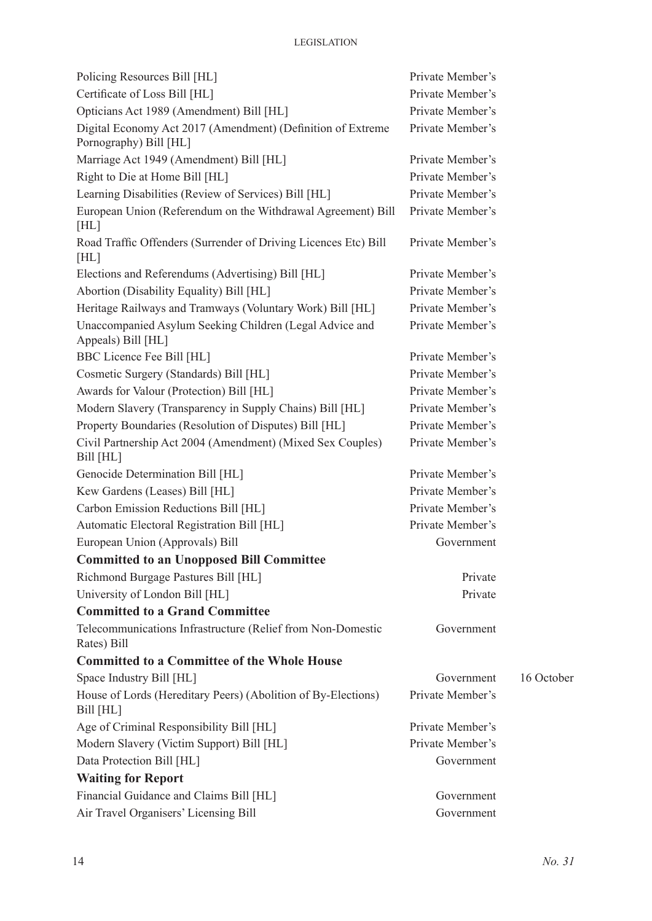| | | |
|---|---|---|
| Policing Resources Bill [HL] | Private Member's | |
| Certificate of Loss Bill [HL] | Private Member's | |
| Opticians Act 1989 (Amendment) Bill [HL] | Private Member's | |
| Digital Economy Act 2017 (Amendment) (Definition of Extreme Pornography) Bill [HL] | Private Member's | |
| Marriage Act 1949 (Amendment) Bill [HL] | Private Member's | |
| Right to Die at Home Bill [HL] | Private Member's | |
| Learning Disabilities (Review of Services) Bill [HL] | Private Member's | |
| European Union (Referendum on the Withdrawal Agreement) Bill [HL] | Private Member's | |
| Road Traffic Offenders (Surrender of Driving Licences Etc) Bill [HL] | Private Member's | |
| Elections and Referendums (Advertising) Bill [HL] | Private Member's | |
| Abortion (Disability Equality) Bill [HL] | Private Member's | |
| Heritage Railways and Tramways (Voluntary Work) Bill [HL] | Private Member's | |
| Unaccompanied Asylum Seeking Children (Legal Advice and Appeals) Bill [HL] | Private Member's | |
| BBC Licence Fee Bill [HL] | Private Member's | |
| Cosmetic Surgery (Standards) Bill [HL] | Private Member's | |
| Awards for Valour (Protection) Bill [HL] | Private Member's | |
| Modern Slavery (Transparency in Supply Chains) Bill [HL] | Private Member's | |
| Property Boundaries (Resolution of Disputes) Bill [HL] | Private Member's | |
| Civil Partnership Act 2004 (Amendment) (Mixed Sex Couples) Bill [HL] | Private Member's | |
| Genocide Determination Bill [HL] | Private Member's | |
| Kew Gardens (Leases) Bill [HL] | Private Member's | |
| Carbon Emission Reductions Bill [HL] | Private Member's | |
| Automatic Electoral Registration Bill [HL] | Private Member's | |
| European Union (Approvals) Bill | Government | |
| **Committed to an Unopposed Bill Committee** | | |
| Richmond Burgage Pastures Bill [HL] | Private | |
| University of London Bill [HL] | Private | |
| **Committed to a Grand Committee** | | |
| Telecommunications Infrastructure (Relief from Non-Domestic Rates) Bill | Government | |
| **Committed to a Committee of the Whole House** | | |
| Space Industry Bill [HL] | Government | 16 October |
| House of Lords (Hereditary Peers) (Abolition of By-Elections) Bill [HL] | Private Member's | |
| Age of Criminal Responsibility Bill [HL] | Private Member's | |
| Modern Slavery (Victim Support) Bill [HL] | Private Member's | |
| Data Protection Bill [HL] | Government | |
| **Waiting for Report** | | |
| Financial Guidance and Claims Bill [HL] | Government | |
| Air Travel Organisers' Licensing Bill | Government | |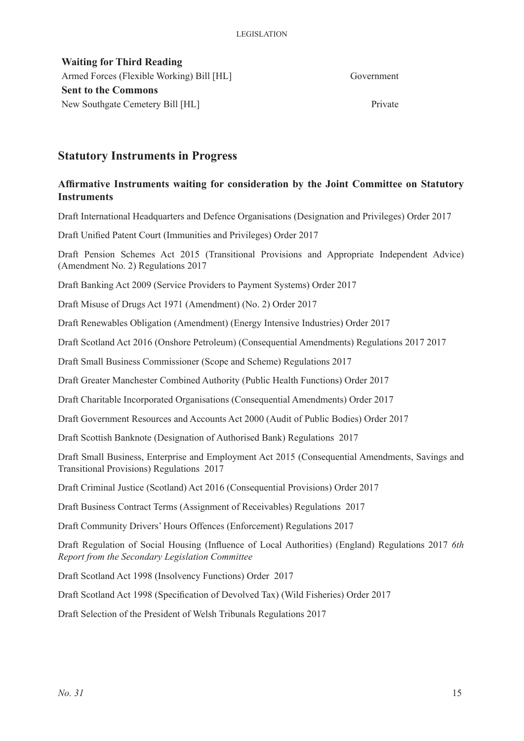**Waiting for Third Reading**

| | |
|---|---|
| Armed Forces (Flexible Working) Bill [HL] | Government |

**Sent to the Commons**

| | |
|---|---|
| New Southgate Cemetery Bill [HL] | Private |

## Statutory Instruments in Progress

### Affirmative Instruments waiting for consideration by the Joint Committee on Statutory Instruments

Draft International Headquarters and Defence Organisations (Designation and Privileges) Order 2017

Draft Unified Patent Court (Immunities and Privileges) Order 2017

Draft Pension Schemes Act 2015 (Transitional Provisions and Appropriate Independent Advice) (Amendment No. 2) Regulations 2017

Draft Banking Act 2009 (Service Providers to Payment Systems) Order 2017

Draft Misuse of Drugs Act 1971 (Amendment) (No. 2) Order 2017

Draft Renewables Obligation (Amendment) (Energy Intensive Industries) Order 2017

Draft Scotland Act 2016 (Onshore Petroleum) (Consequential Amendments) Regulations 2017 2017

Draft Small Business Commissioner (Scope and Scheme) Regulations 2017

Draft Greater Manchester Combined Authority (Public Health Functions) Order 2017

Draft Charitable Incorporated Organisations (Consequential Amendments) Order 2017

Draft Government Resources and Accounts Act 2000 (Audit of Public Bodies) Order 2017

Draft Scottish Banknote (Designation of Authorised Bank) Regulations 2017

Draft Small Business, Enterprise and Employment Act 2015 (Consequential Amendments, Savings and Transitional Provisions) Regulations 2017

Draft Criminal Justice (Scotland) Act 2016 (Consequential Provisions) Order 2017

Draft Business Contract Terms (Assignment of Receivables) Regulations 2017

Draft Community Drivers' Hours Offences (Enforcement) Regulations 2017

Draft Regulation of Social Housing (Influence of Local Authorities) (England) Regulations 2017 *6th Report from the Secondary Legislation Committee*

Draft Scotland Act 1998 (Insolvency Functions) Order 2017

Draft Scotland Act 1998 (Specification of Devolved Tax) (Wild Fisheries) Order 2017

Draft Selection of the President of Welsh Tribunals Regulations 2017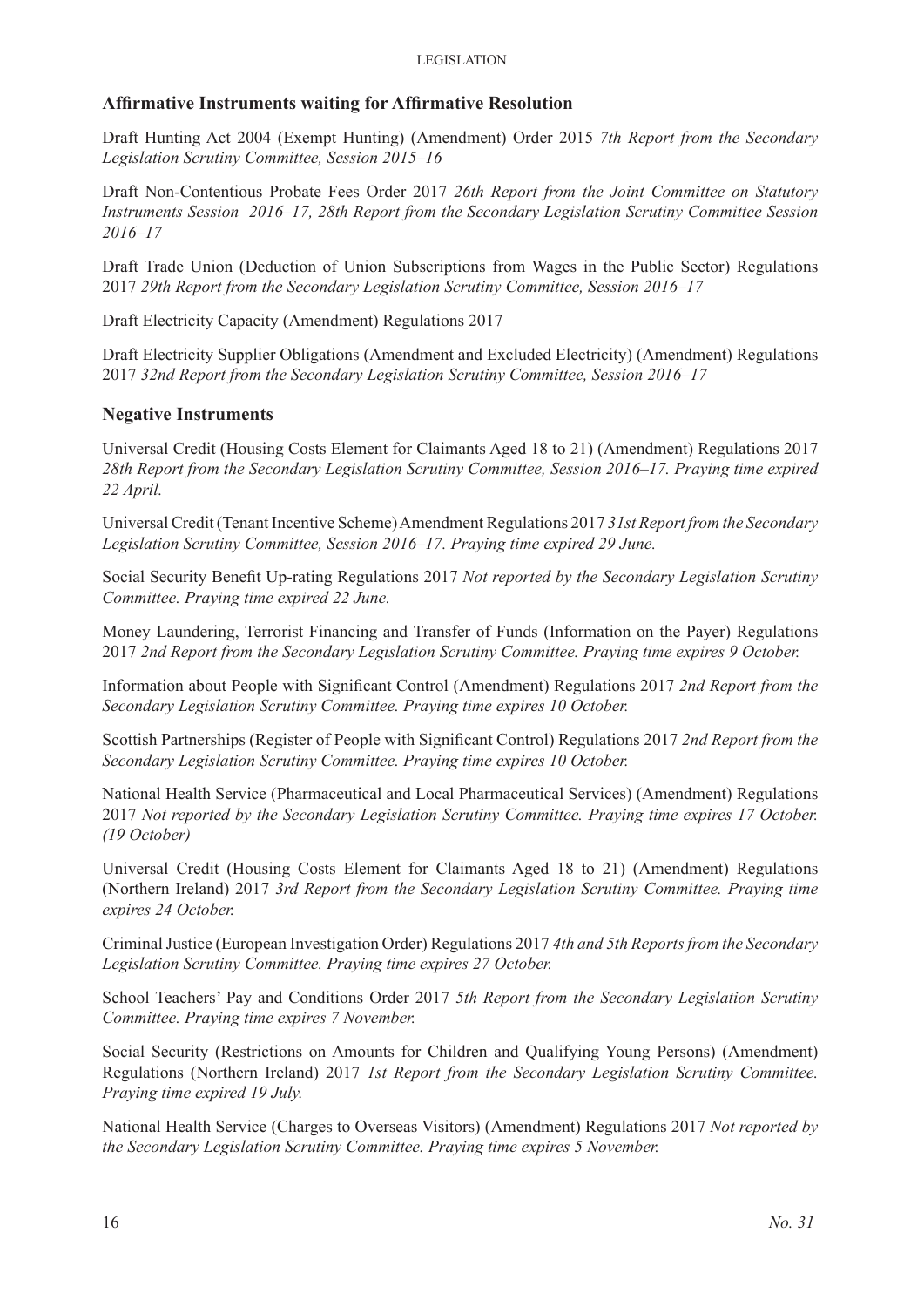## Affirmative Instruments waiting for Affirmative Resolution

Draft Hunting Act 2004 (Exempt Hunting) (Amendment) Order 2015 *7th Report from the Secondary Legislation Scrutiny Committee, Session 2015–16*

Draft Non-Contentious Probate Fees Order 2017 *26th Report from the Joint Committee on Statutory Instruments Session 2016–17, 28th Report from the Secondary Legislation Scrutiny Committee Session 2016–17*

Draft Trade Union (Deduction of Union Subscriptions from Wages in the Public Sector) Regulations 2017 *29th Report from the Secondary Legislation Scrutiny Committee, Session 2016–17*

Draft Electricity Capacity (Amendment) Regulations 2017

Draft Electricity Supplier Obligations (Amendment and Excluded Electricity) (Amendment) Regulations 2017 *32nd Report from the Secondary Legislation Scrutiny Committee, Session 2016–17*

## Negative Instruments

Universal Credit (Housing Costs Element for Claimants Aged 18 to 21) (Amendment) Regulations 2017 *28th Report from the Secondary Legislation Scrutiny Committee, Session 2016–17. Praying time expired 22 April.*

Universal Credit (Tenant Incentive Scheme) Amendment Regulations 2017 *31st Report from the Secondary Legislation Scrutiny Committee, Session 2016–17. Praying time expired 29 June.*

Social Security Benefit Up-rating Regulations 2017 *Not reported by the Secondary Legislation Scrutiny Committee. Praying time expired 22 June.*

Money Laundering, Terrorist Financing and Transfer of Funds (Information on the Payer) Regulations 2017 *2nd Report from the Secondary Legislation Scrutiny Committee. Praying time expires 9 October.*

Information about People with Significant Control (Amendment) Regulations 2017 *2nd Report from the Secondary Legislation Scrutiny Committee. Praying time expires 10 October.*

Scottish Partnerships (Register of People with Significant Control) Regulations 2017 *2nd Report from the Secondary Legislation Scrutiny Committee. Praying time expires 10 October.*

National Health Service (Pharmaceutical and Local Pharmaceutical Services) (Amendment) Regulations 2017 *Not reported by the Secondary Legislation Scrutiny Committee. Praying time expires 17 October. (19 October)*

Universal Credit (Housing Costs Element for Claimants Aged 18 to 21) (Amendment) Regulations (Northern Ireland) 2017 *3rd Report from the Secondary Legislation Scrutiny Committee. Praying time expires 24 October.*

Criminal Justice (European Investigation Order) Regulations 2017 *4th and 5th Reports from the Secondary Legislation Scrutiny Committee. Praying time expires 27 October.*

School Teachers' Pay and Conditions Order 2017 *5th Report from the Secondary Legislation Scrutiny Committee. Praying time expires 7 November.*

Social Security (Restrictions on Amounts for Children and Qualifying Young Persons) (Amendment) Regulations (Northern Ireland) 2017 *1st Report from the Secondary Legislation Scrutiny Committee. Praying time expired 19 July.*

National Health Service (Charges to Overseas Visitors) (Amendment) Regulations 2017 *Not reported by the Secondary Legislation Scrutiny Committee. Praying time expires 5 November.*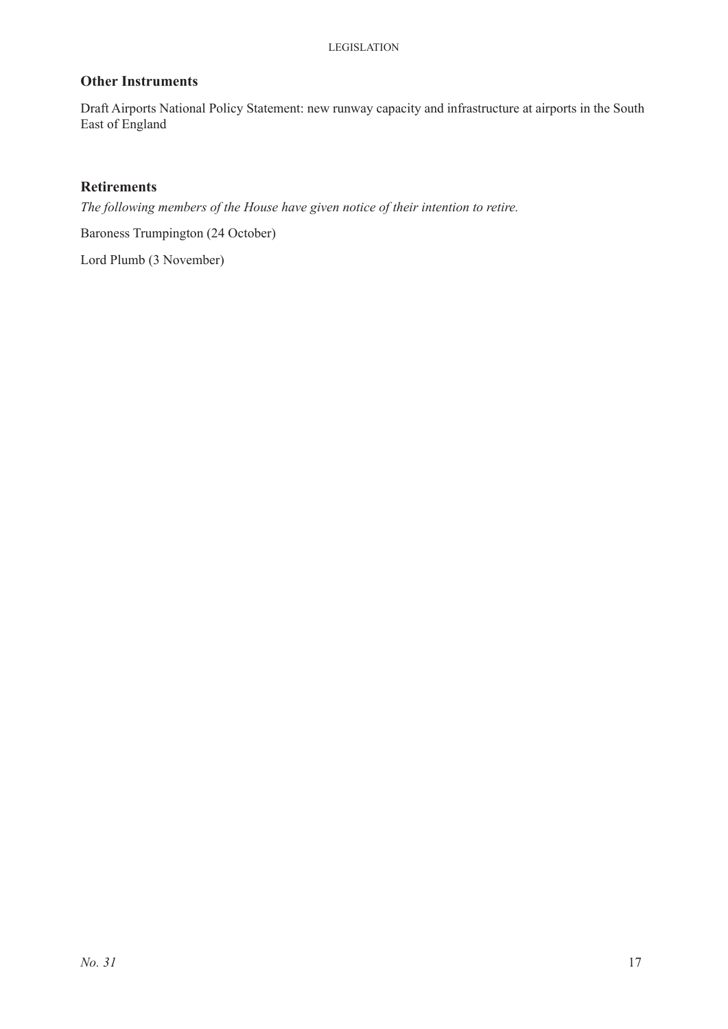## Other Instruments

Draft Airports National Policy Statement: new runway capacity and infrastructure at airports in the South East of England

## Retirements

*The following members of the House have given notice of their intention to retire.*

Baroness Trumpington (24 October)

Lord Plumb (3 November)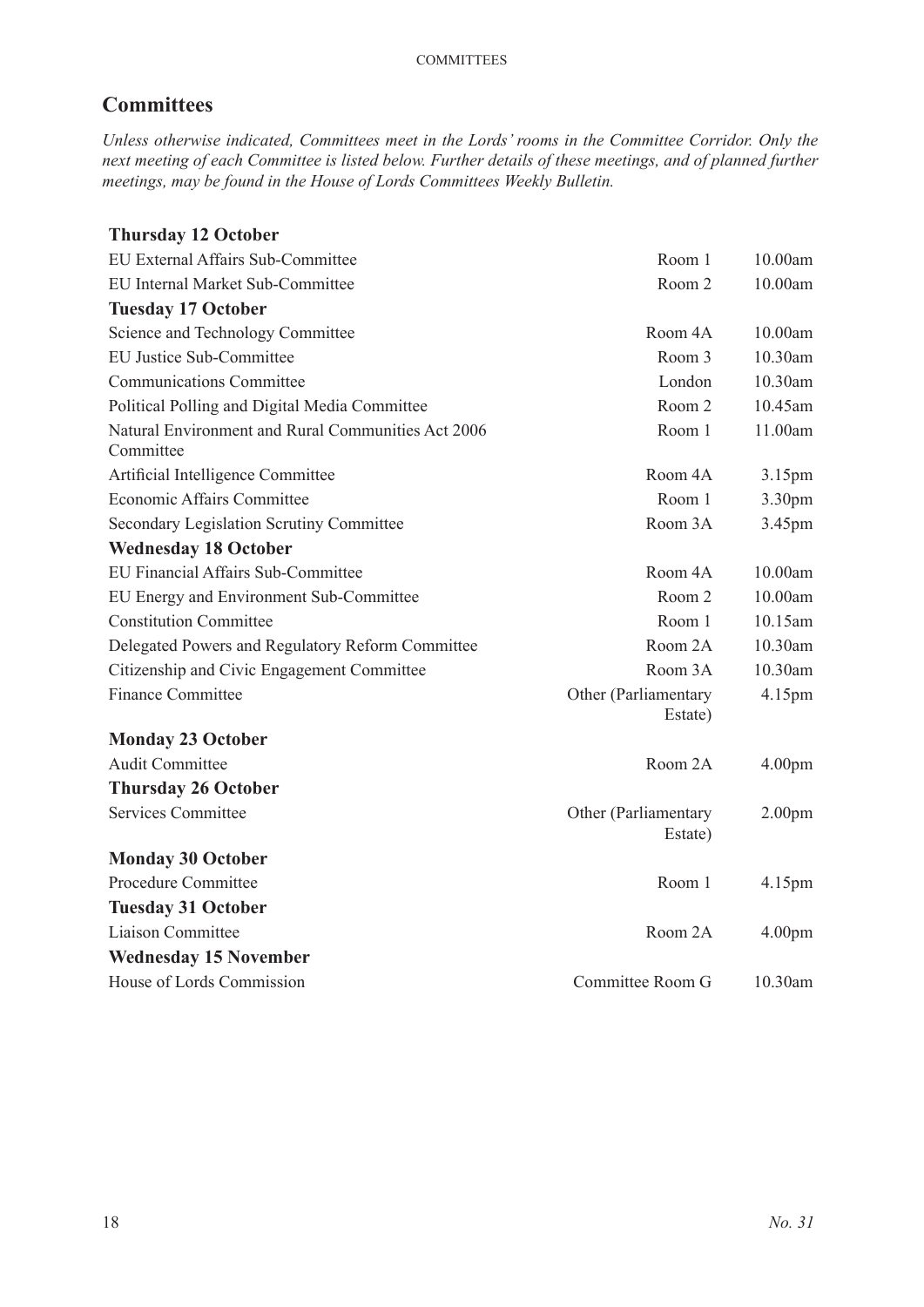# Committees

*Unless otherwise indicated, Committees meet in the Lords' rooms in the Committee Corridor. Only the next meeting of each Committee is listed below. Further details of these meetings, and of planned further meetings, may be found in the House of Lords Committees Weekly Bulletin.*

| Committee | Location | Time |
|---|---|---|
| **Thursday 12 October** | | |
| EU External Affairs Sub-Committee | Room 1 | 10.00am |
| EU Internal Market Sub-Committee | Room 2 | 10.00am |
| **Tuesday 17 October** | | |
| Science and Technology Committee | Room 4A | 10.00am |
| EU Justice Sub-Committee | Room 3 | 10.30am |
| Communications Committee | London | 10.30am |
| Political Polling and Digital Media Committee | Room 2 | 10.45am |
| Natural Environment and Rural Communities Act 2006 Committee | Room 1 | 11.00am |
| Artificial Intelligence Committee | Room 4A | 3.15pm |
| Economic Affairs Committee | Room 1 | 3.30pm |
| Secondary Legislation Scrutiny Committee | Room 3A | 3.45pm |
| **Wednesday 18 October** | | |
| EU Financial Affairs Sub-Committee | Room 4A | 10.00am |
| EU Energy and Environment Sub-Committee | Room 2 | 10.00am |
| Constitution Committee | Room 1 | 10.15am |
| Delegated Powers and Regulatory Reform Committee | Room 2A | 10.30am |
| Citizenship and Civic Engagement Committee | Room 3A | 10.30am |
| Finance Committee | Other (Parliamentary Estate) | 4.15pm |
| **Monday 23 October** | | |
| Audit Committee | Room 2A | 4.00pm |
| **Thursday 26 October** | | |
| Services Committee | Other (Parliamentary Estate) | 2.00pm |
| **Monday 30 October** | | |
| Procedure Committee | Room 1 | 4.15pm |
| **Tuesday 31 October** | | |
| Liaison Committee | Room 2A | 4.00pm |
| **Wednesday 15 November** | | |
| House of Lords Commission | Committee Room G | 10.30am |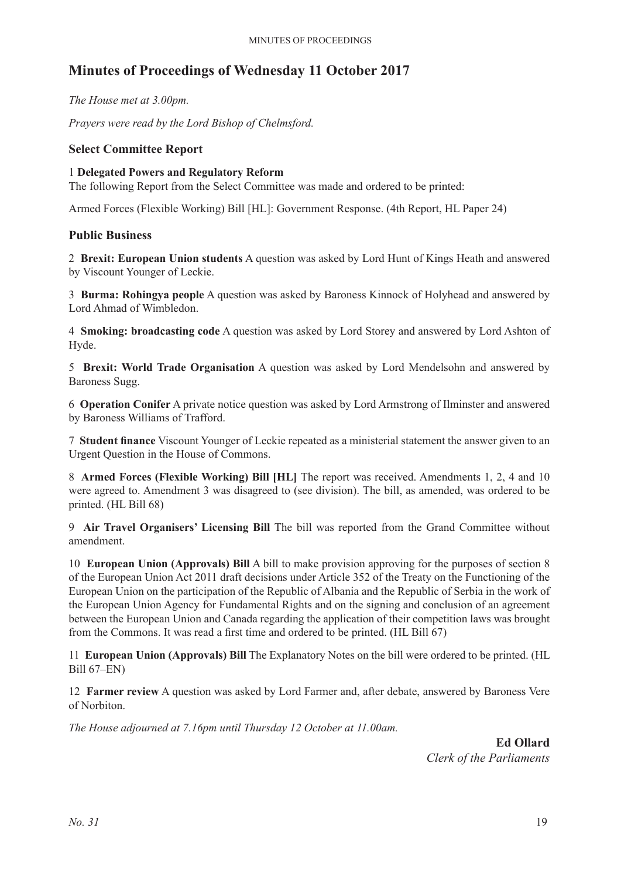# Minutes of Proceedings of Wednesday 11 October 2017

*The House met at 3.00pm.*

*Prayers were read by the Lord Bishop of Chelmsford.*

## Select Committee Report

1 **Delegated Powers and Regulatory Reform**
The following Report from the Select Committee was made and ordered to be printed:

Armed Forces (Flexible Working) Bill [HL]: Government Response. (4th Report, HL Paper 24)

## Public Business

2 **Brexit: European Union students** A question was asked by Lord Hunt of Kings Heath and answered by Viscount Younger of Leckie.

3 **Burma: Rohingya people** A question was asked by Baroness Kinnock of Holyhead and answered by Lord Ahmad of Wimbledon.

4 **Smoking: broadcasting code** A question was asked by Lord Storey and answered by Lord Ashton of Hyde.

5 **Brexit: World Trade Organisation** A question was asked by Lord Mendelsohn and answered by Baroness Sugg.

6 **Operation Conifer** A private notice question was asked by Lord Armstrong of Ilminster and answered by Baroness Williams of Trafford.

7 **Student finance** Viscount Younger of Leckie repeated as a ministerial statement the answer given to an Urgent Question in the House of Commons.

8 **Armed Forces (Flexible Working) Bill [HL]** The report was received. Amendments 1, 2, 4 and 10 were agreed to. Amendment 3 was disagreed to (see division). The bill, as amended, was ordered to be printed. (HL Bill 68)

9 **Air Travel Organisers' Licensing Bill** The bill was reported from the Grand Committee without amendment.

10 **European Union (Approvals) Bill** A bill to make provision approving for the purposes of section 8 of the European Union Act 2011 draft decisions under Article 352 of the Treaty on the Functioning of the European Union on the participation of the Republic of Albania and the Republic of Serbia in the work of the European Union Agency for Fundamental Rights and on the signing and conclusion of an agreement between the European Union and Canada regarding the application of their competition laws was brought from the Commons. It was read a first time and ordered to be printed. (HL Bill 67)

11 **European Union (Approvals) Bill** The Explanatory Notes on the bill were ordered to be printed. (HL Bill 67–EN)

12 **Farmer review** A question was asked by Lord Farmer and, after debate, answered by Baroness Vere of Norbiton.

*The House adjourned at 7.16pm until Thursday 12 October at 11.00am.*

**Ed Ollard**
*Clerk of the Parliaments*

*No. 31*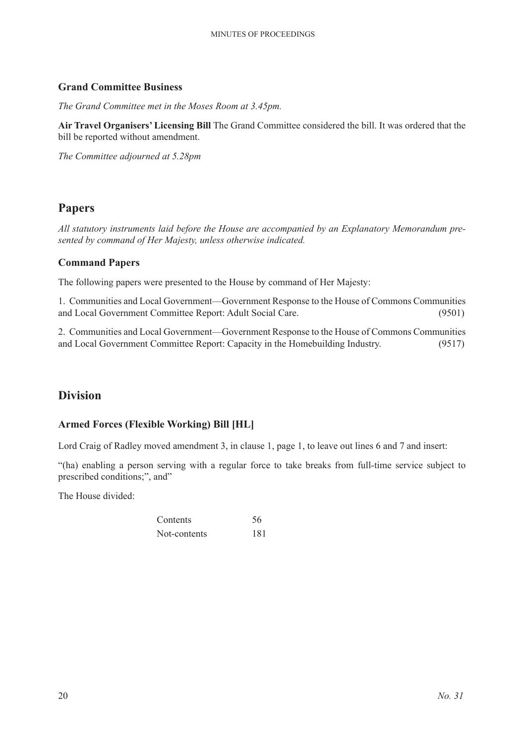### Grand Committee Business

*The Grand Committee met in the Moses Room at 3.45pm.*

**Air Travel Organisers' Licensing Bill** The Grand Committee considered the bill. It was ordered that the bill be reported without amendment.

*The Committee adjourned at 5.28pm*

## Papers

*All statutory instruments laid before the House are accompanied by an Explanatory Memorandum presented by command of Her Majesty, unless otherwise indicated.*

### Command Papers

The following papers were presented to the House by command of Her Majesty:

1. Communities and Local Government—Government Response to the House of Commons Communities and Local Government Committee Report: Adult Social Care. (9501)

2. Communities and Local Government—Government Response to the House of Commons Communities and Local Government Committee Report: Capacity in the Homebuilding Industry. (9517)

## Division

### Armed Forces (Flexible Working) Bill [HL]

Lord Craig of Radley moved amendment 3, in clause 1, page 1, to leave out lines 6 and 7 and insert:

"(ha) enabling a person serving with a regular force to take breaks from full-time service subject to prescribed conditions;", and"

The House divided:

| | |
|---|---|
| Contents | 56 |
| Not-contents | 181 |